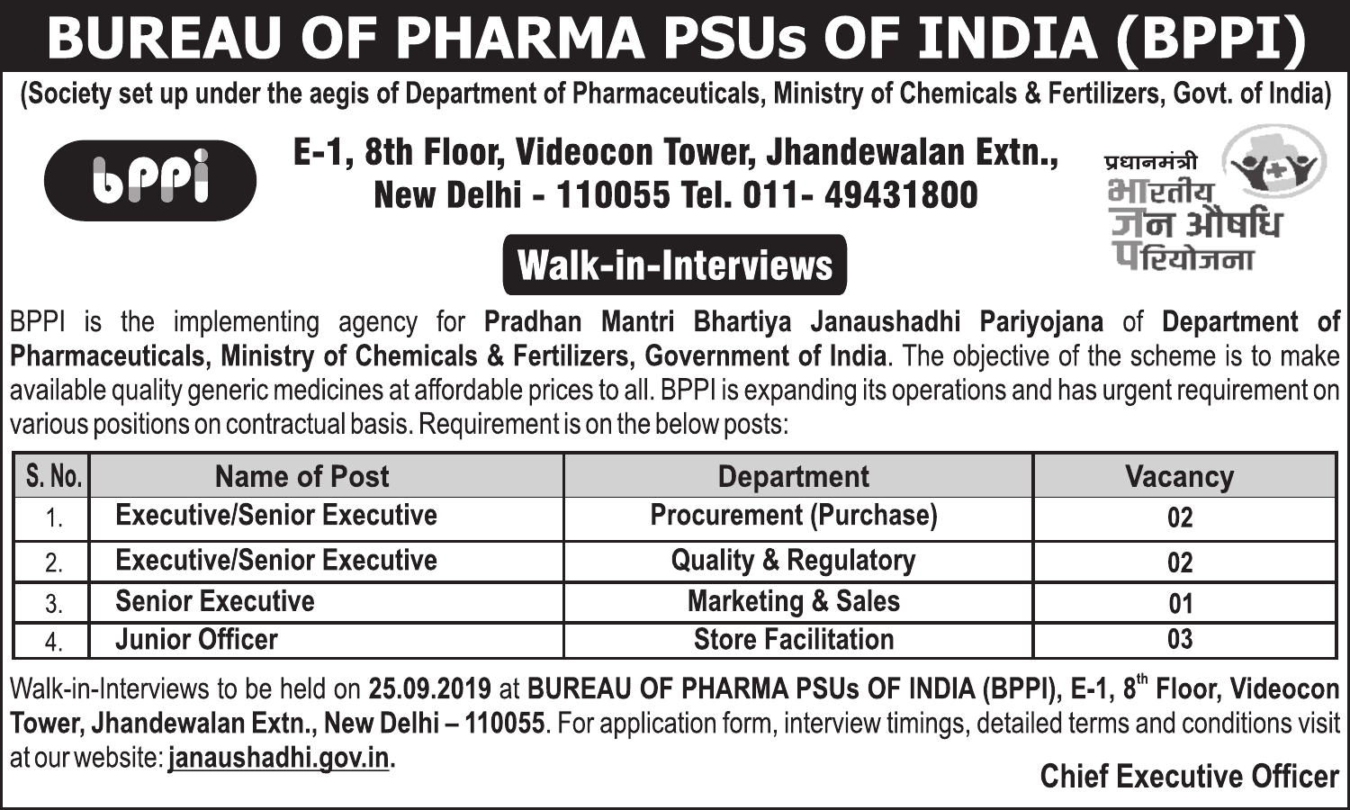# BUREAU OF PHARMA PSUs OF INDIA (BPPI)

**(Society set up under the aegis of Department of Pharmaceuticals, Ministry of Chemicals & Fertilizers, Govt. of India)**

bppi

**E-1, 8th Floor, Videocon Tower, Jhandewalan Extn., New Delhi - 110055 Tel. 011- 49431800**

प्रधानमंत्री भारतीय जन औषधि परियोजना

## Walk-in-Interviews

BPPI is the implementing agency for **Pradhan Mantri Bhartiya Janaushadhi Pariyojana** of **Department of Pharmaceuticals, Ministry of Chemicals & Fertilizers, Government of India**. The objective of the scheme is to make available quality generic medicines at affordable prices to all. BPPI is expanding its operations and has urgent requirement on various positions on contractual basis. Requirement is on the below posts:

| S. No. | Name of Post | Department | Vacancy |
|---|---|---|---|
| 1. | Executive/Senior Executive | Procurement (Purchase) | 02 |
| 2. | Executive/Senior Executive | Quality & Regulatory | 02 |
| 3. | Senior Executive | Marketing & Sales | 01 |
| 4. | Junior Officer | Store Facilitation | 03 |

Walk-in-Interviews to be held on **25.09.2019** at **BUREAU OF PHARMA PSUs OF INDIA (BPPI), E-1, 8th Floor, Videocon Tower, Jhandewalan Extn., New Delhi – 110055**. For application form, interview timings, detailed terms and conditions visit at our website: **janaushadhi.gov.in.**

**Chief Executive Officer**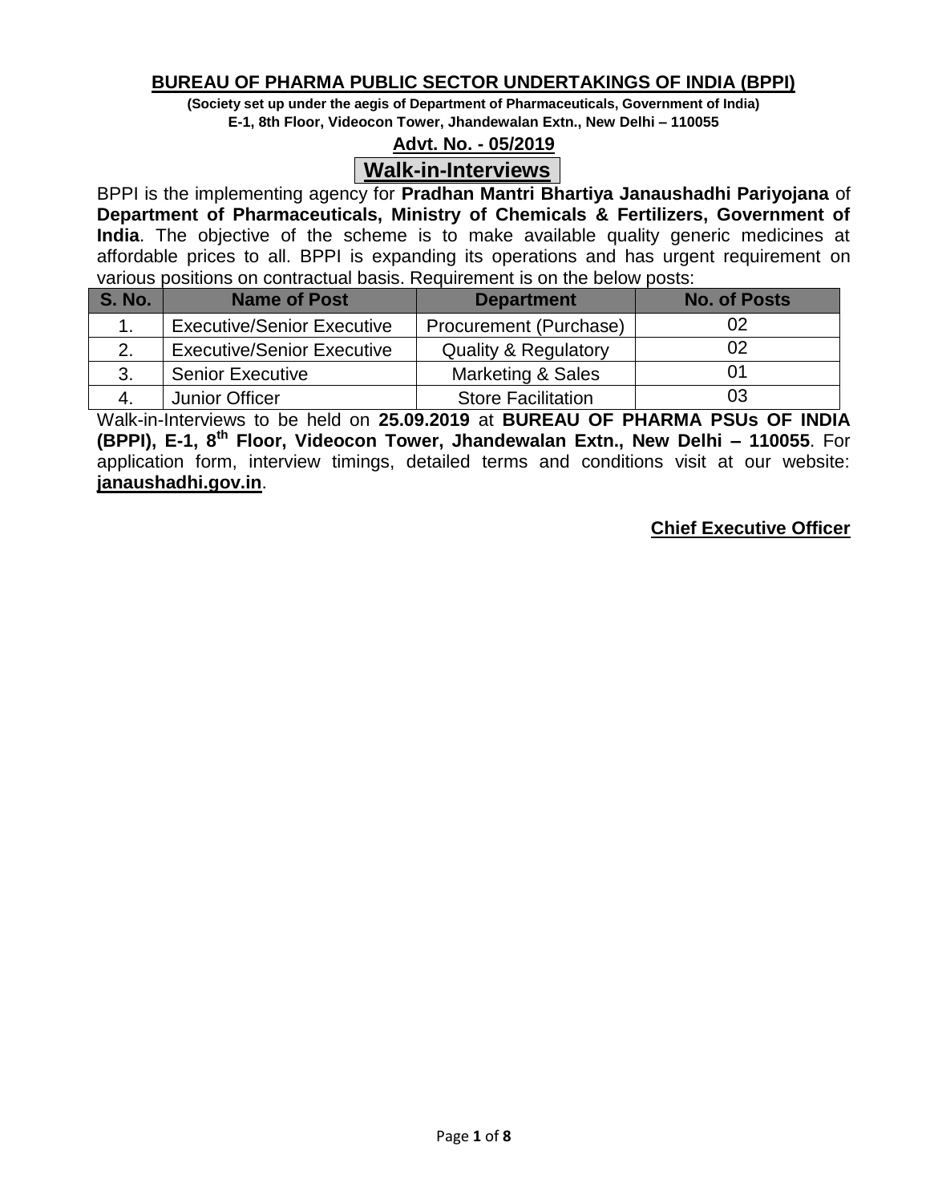**BUREAU OF PHARMA PUBLIC SECTOR UNDERTAKINGS OF INDIA (BPPI)**

**(Society set up under the aegis of Department of Pharmaceuticals, Government of India)**

**E-1, 8th Floor, Videocon Tower, Jhandewalan Extn., New Delhi – 110055**

**Advt. No. - 05/2019**

## Walk-in-Interviews

BPPI is the implementing agency for **Pradhan Mantri Bhartiya Janaushadhi Pariyojana** of **Department of Pharmaceuticals, Ministry of Chemicals & Fertilizers, Government of India**. The objective of the scheme is to make available quality generic medicines at affordable prices to all. BPPI is expanding its operations and has urgent requirement on various positions on contractual basis. Requirement is on the below posts:

| S. No. | Name of Post | Department | No. of Posts |
|---|---|---|---|
| 1. | Executive/Senior Executive | Procurement (Purchase) | 02 |
| 2. | Executive/Senior Executive | Quality & Regulatory | 02 |
| 3. | Senior Executive | Marketing & Sales | 01 |
| 4. | Junior Officer | Store Facilitation | 03 |

Walk-in-Interviews to be held on **25.09.2019** at **BUREAU OF PHARMA PSUs OF INDIA (BPPI), E-1, 8th Floor, Videocon Tower, Jhandewalan Extn., New Delhi – 110055**. For application form, interview timings, detailed terms and conditions visit at our website: **janaushadhi.gov.in**.

**Chief Executive Officer**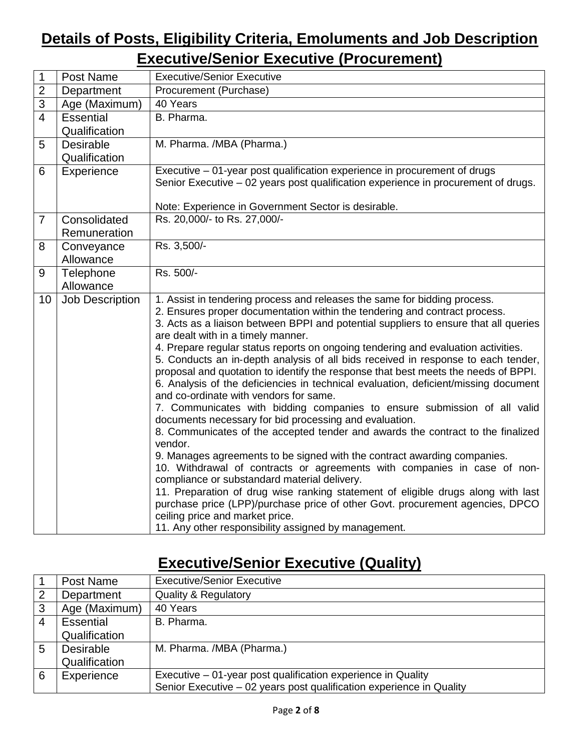# Details of Posts, Eligibility Criteria, Emoluments and Job Description

## Executive/Senior Executive (Procurement)

| | | |
|---|---|---|
| 1 | Post Name | Executive/Senior Executive |
| 2 | Department | Procurement (Purchase) |
| 3 | Age (Maximum) | 40 Years |
| 4 | Essential Qualification | B. Pharma. |
| 5 | Desirable Qualification | M. Pharma. /MBA (Pharma.) |
| 6 | Experience | Executive – 01-year post qualification experience in procurement of drugs<br>Senior Executive – 02 years post qualification experience in procurement of drugs.<br><br>Note: Experience in Government Sector is desirable. |
| 7 | Consolidated Remuneration | Rs. 20,000/- to Rs. 27,000/- |
| 8 | Conveyance Allowance | Rs. 3,500/- |
| 9 | Telephone Allowance | Rs. 500/- |
| 10 | Job Description | 1. Assist in tendering process and releases the same for bidding process.<br>2. Ensures proper documentation within the tendering and contract process.<br>3. Acts as a liaison between BPPI and potential suppliers to ensure that all queries are dealt with in a timely manner.<br>4. Prepare regular status reports on ongoing tendering and evaluation activities.<br>5. Conducts an in-depth analysis of all bids received in response to each tender, proposal and quotation to identify the response that best meets the needs of BPPI.<br>6. Analysis of the deficiencies in technical evaluation, deficient/missing document and co-ordinate with vendors for same.<br>7. Communicates with bidding companies to ensure submission of all valid documents necessary for bid processing and evaluation.<br>8. Communicates of the accepted tender and awards the contract to the finalized vendor.<br>9. Manages agreements to be signed with the contract awarding companies.<br>10. Withdrawal of contracts or agreements with companies in case of non-compliance or substandard material delivery.<br>11. Preparation of drug wise ranking statement of eligible drugs along with last purchase price (LPP)/purchase price of other Govt. procurement agencies, DPCO ceiling price and market price.<br>11. Any other responsibility assigned by management. |

## Executive/Senior Executive (Quality)

| | | |
|---|---|---|
| 1 | Post Name | Executive/Senior Executive |
| 2 | Department | Quality & Regulatory |
| 3 | Age (Maximum) | 40 Years |
| 4 | Essential Qualification | B. Pharma. |
| 5 | Desirable Qualification | M. Pharma. /MBA (Pharma.) |
| 6 | Experience | Executive – 01-year post qualification experience in Quality<br>Senior Executive – 02 years post qualification experience in Quality |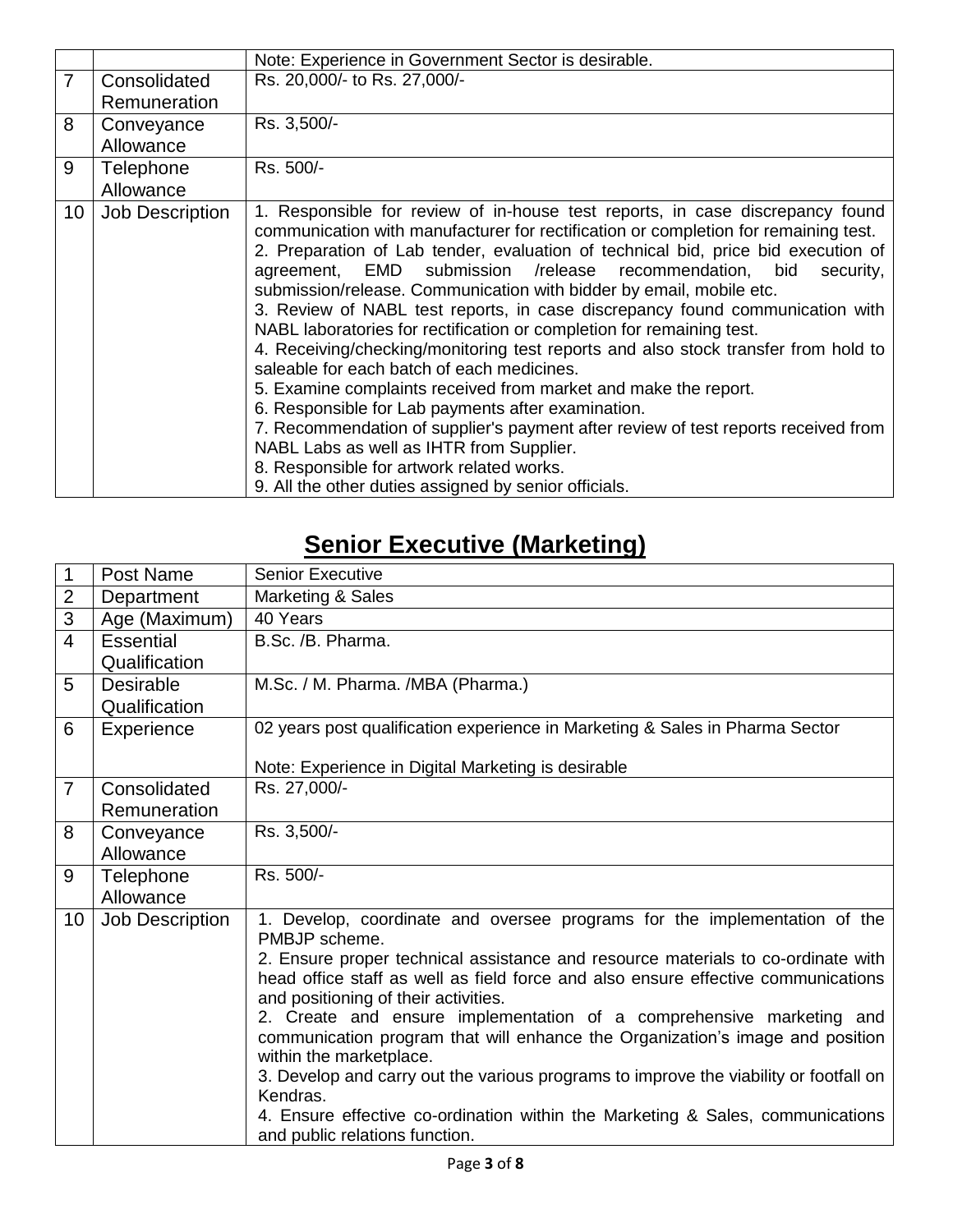|  |  | Note: Experience in Government Sector is desirable. |
|---|---|---|
| 7 | Consolidated Remuneration | Rs. 20,000/- to Rs. 27,000/- |
| 8 | Conveyance Allowance | Rs. 3,500/- |
| 9 | Telephone Allowance | Rs. 500/- |
| 10 | Job Description | 1. Responsible for review of in-house test reports, in case discrepancy found communication with manufacturer for rectification or completion for remaining test.<br>2. Preparation of Lab tender, evaluation of technical bid, price bid execution of agreement, EMD submission /release recommendation, bid security, submission/release. Communication with bidder by email, mobile etc.<br>3. Review of NABL test reports, in case discrepancy found communication with NABL laboratories for rectification or completion for remaining test.<br>4. Receiving/checking/monitoring test reports and also stock transfer from hold to saleable for each batch of each medicines.<br>5. Examine complaints received from market and make the report.<br>6. Responsible for Lab payments after examination.<br>7. Recommendation of supplier's payment after review of test reports received from NABL Labs as well as IHTR from Supplier.<br>8. Responsible for artwork related works.<br>9. All the other duties assigned by senior officials. |

## Senior Executive (Marketing)

| 1 | Post Name | Senior Executive |
|---|---|---|
| 2 | Department | Marketing & Sales |
| 3 | Age (Maximum) | 40 Years |
| 4 | Essential Qualification | B.Sc. /B. Pharma. |
| 5 | Desirable Qualification | M.Sc. / M. Pharma. /MBA (Pharma.) |
| 6 | Experience | 02 years post qualification experience in Marketing & Sales in Pharma Sector<br><br>Note: Experience in Digital Marketing is desirable |
| 7 | Consolidated Remuneration | Rs. 27,000/- |
| 8 | Conveyance Allowance | Rs. 3,500/- |
| 9 | Telephone Allowance | Rs. 500/- |
| 10 | Job Description | 1. Develop, coordinate and oversee programs for the implementation of the PMBJP scheme.<br>2. Ensure proper technical assistance and resource materials to co-ordinate with head office staff as well as field force and also ensure effective communications and positioning of their activities.<br>2. Create and ensure implementation of a comprehensive marketing and communication program that will enhance the Organization's image and position within the marketplace.<br>3. Develop and carry out the various programs to improve the viability or footfall on Kendras.<br>4. Ensure effective co-ordination within the Marketing & Sales, communications and public relations function. |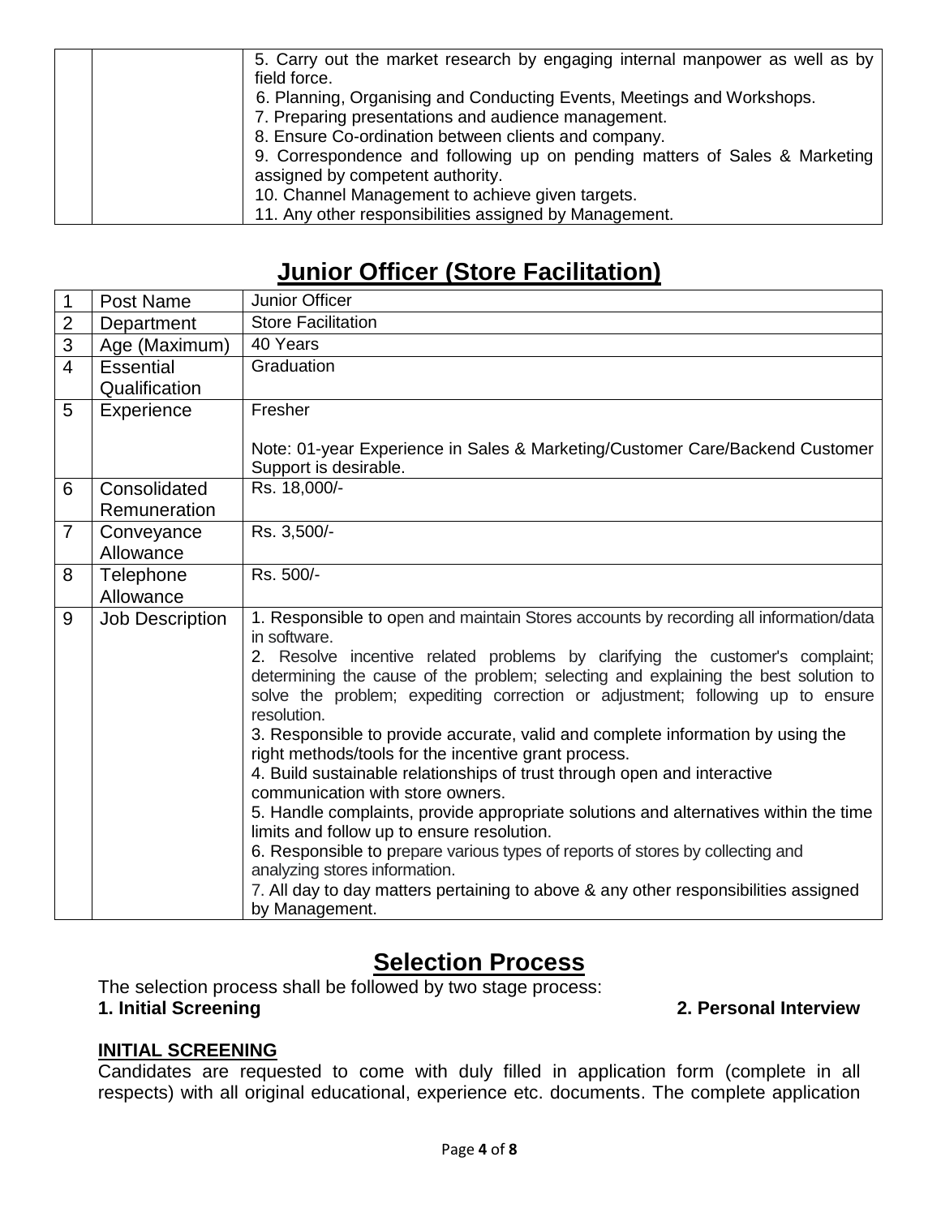| | | |
|---|---|---|
| | | 5. Carry out the market research by engaging internal manpower as well as by field force.<br>6. Planning, Organising and Conducting Events, Meetings and Workshops.<br>7. Preparing presentations and audience management.<br>8. Ensure Co-ordination between clients and company.<br>9. Correspondence and following up on pending matters of Sales & Marketing assigned by competent authority.<br>10. Channel Management to achieve given targets.<br>11. Any other responsibilities assigned by Management. |

## Junior Officer (Store Facilitation)

| | | |
|---|---|---|
| 1 | Post Name | Junior Officer |
| 2 | Department | Store Facilitation |
| 3 | Age (Maximum) | 40 Years |
| 4 | Essential Qualification | Graduation |
| 5 | Experience | Fresher<br><br>Note: 01-year Experience in Sales & Marketing/Customer Care/Backend Customer Support is desirable. |
| 6 | Consolidated Remuneration | Rs. 18,000/- |
| 7 | Conveyance Allowance | Rs. 3,500/- |
| 8 | Telephone Allowance | Rs. 500/- |
| 9 | Job Description | 1. Responsible to open and maintain Stores accounts by recording all information/data in software.<br>2. Resolve incentive related problems by clarifying the customer's complaint; determining the cause of the problem; selecting and explaining the best solution to solve the problem; expediting correction or adjustment; following up to ensure resolution.<br>3. Responsible to provide accurate, valid and complete information by using the right methods/tools for the incentive grant process.<br>4. Build sustainable relationships of trust through open and interactive communication with store owners.<br>5. Handle complaints, provide appropriate solutions and alternatives within the time limits and follow up to ensure resolution.<br>6. Responsible to prepare various types of reports of stores by collecting and analyzing stores information.<br>7. All day to day matters pertaining to above & any other responsibilities assigned by Management. |

## Selection Process

The selection process shall be followed by two stage process:

**1. Initial Screening** **2. Personal Interview**

**INITIAL SCREENING**

Candidates are requested to come with duly filled in application form (complete in all respects) with all original educational, experience etc. documents. The complete application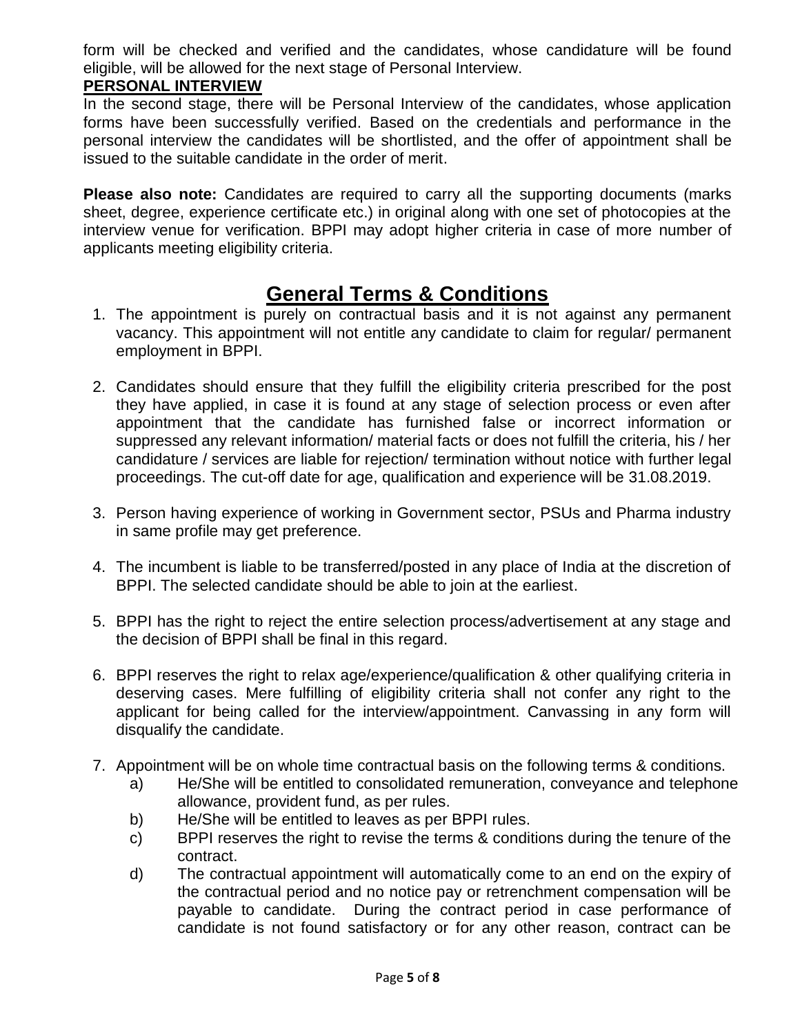form will be checked and verified and the candidates, whose candidature will be found eligible, will be allowed for the next stage of Personal Interview.

**PERSONAL INTERVIEW**

In the second stage, there will be Personal Interview of the candidates, whose application forms have been successfully verified. Based on the credentials and performance in the personal interview the candidates will be shortlisted, and the offer of appointment shall be issued to the suitable candidate in the order of merit.

**Please also note:** Candidates are required to carry all the supporting documents (marks sheet, degree, experience certificate etc.) in original along with one set of photocopies at the interview venue for verification. BPPI may adopt higher criteria in case of more number of applicants meeting eligibility criteria.

# General Terms & Conditions

1. The appointment is purely on contractual basis and it is not against any permanent vacancy. This appointment will not entitle any candidate to claim for regular/ permanent employment in BPPI.

2. Candidates should ensure that they fulfill the eligibility criteria prescribed for the post they have applied, in case it is found at any stage of selection process or even after appointment that the candidate has furnished false or incorrect information or suppressed any relevant information/ material facts or does not fulfill the criteria, his / her candidature / services are liable for rejection/ termination without notice with further legal proceedings. The cut-off date for age, qualification and experience will be 31.08.2019.

3. Person having experience of working in Government sector, PSUs and Pharma industry in same profile may get preference.

4. The incumbent is liable to be transferred/posted in any place of India at the discretion of BPPI. The selected candidate should be able to join at the earliest.

5. BPPI has the right to reject the entire selection process/advertisement at any stage and the decision of BPPI shall be final in this regard.

6. BPPI reserves the right to relax age/experience/qualification & other qualifying criteria in deserving cases. Mere fulfilling of eligibility criteria shall not confer any right to the applicant for being called for the interview/appointment. Canvassing in any form will disqualify the candidate.

7. Appointment will be on whole time contractual basis on the following terms & conditions.
   a) He/She will be entitled to consolidated remuneration, conveyance and telephone allowance, provident fund, as per rules.
   b) He/She will be entitled to leaves as per BPPI rules.
   c) BPPI reserves the right to revise the terms & conditions during the tenure of the contract.
   d) The contractual appointment will automatically come to an end on the expiry of the contractual period and no notice pay or retrenchment compensation will be payable to candidate. During the contract period in case performance of candidate is not found satisfactory or for any other reason, contract can be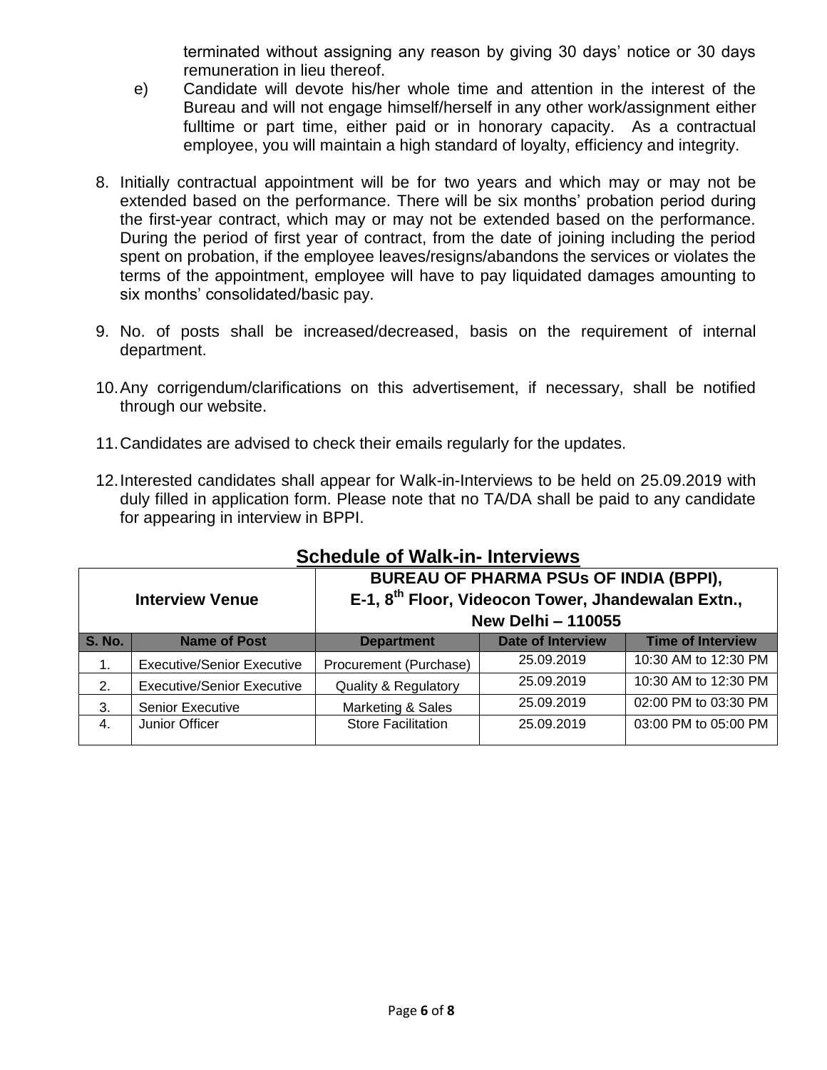terminated without assigning any reason by giving 30 days' notice or 30 days remuneration in lieu thereof.

e) Candidate will devote his/her whole time and attention in the interest of the Bureau and will not engage himself/herself in any other work/assignment either fulltime or part time, either paid or in honorary capacity. As a contractual employee, you will maintain a high standard of loyalty, efficiency and integrity.

8. Initially contractual appointment will be for two years and which may or may not be extended based on the performance. There will be six months' probation period during the first-year contract, which may or may not be extended based on the performance. During the period of first year of contract, from the date of joining including the period spent on probation, if the employee leaves/resigns/abandons the services or violates the terms of the appointment, employee will have to pay liquidated damages amounting to six months' consolidated/basic pay.

9. No. of posts shall be increased/decreased, basis on the requirement of internal department.

10. Any corrigendum/clarifications on this advertisement, if necessary, shall be notified through our website.

11. Candidates are advised to check their emails regularly for the updates.

12. Interested candidates shall appear for Walk-in-Interviews to be held on 25.09.2019 with duly filled in application form. Please note that no TA/DA shall be paid to any candidate for appearing in interview in BPPI.

## Schedule of Walk-in- Interviews

| **Interview Venue** | | **BUREAU OF PHARMA PSUs OF INDIA (BPPI), E-1, 8th Floor, Videocon Tower, Jhandewalan Extn., New Delhi – 110055** | | |
|---|---|---|---|---|
| **S. No.** | **Name of Post** | **Department** | **Date of Interview** | **Time of Interview** |
| 1. | Executive/Senior Executive | Procurement (Purchase) | 25.09.2019 | 10:30 AM to 12:30 PM |
| 2. | Executive/Senior Executive | Quality & Regulatory | 25.09.2019 | 10:30 AM to 12:30 PM |
| 3. | Senior Executive | Marketing & Sales | 25.09.2019 | 02:00 PM to 03:30 PM |
| 4. | Junior Officer | Store Facilitation | 25.09.2019 | 03:00 PM to 05:00 PM |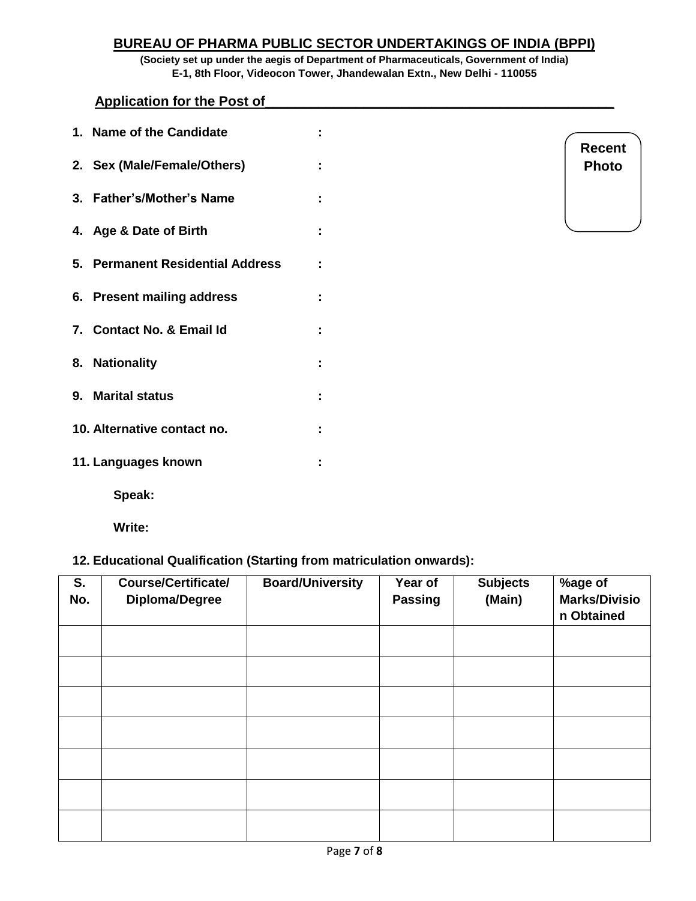## BUREAU OF PHARMA PUBLIC SECTOR UNDERTAKINGS OF INDIA (BPPI)

**(Society set up under the aegis of Department of Pharmaceuticals, Government of India)**
**E-1, 8th Floor, Videocon Tower, Jhandewalan Extn., New Delhi - 110055**

**Application for the Post of\_\_\_\_\_\_\_\_\_\_\_\_\_\_\_\_\_\_\_\_\_\_\_\_\_\_\_\_\_\_\_\_\_\_\_\_\_\_\_\_\_\_\_\_**

**Recent Photo**

1. **Name of the Candidate :**
2. **Sex (Male/Female/Others) :**
3. **Father's/Mother's Name :**
4. **Age & Date of Birth :**
5. **Permanent Residential Address :**
6. **Present mailing address :**
7. **Contact No. & Email Id :**
8. **Nationality :**
9. **Marital status :**
10. **Alternative contact no. :**
11. **Languages known :**

    **Speak:**

    **Write:**

12. **Educational Qualification (Starting from matriculation onwards):**

| S. No. | Course/Certificate/ Diploma/Degree | Board/University | Year of Passing | Subjects (Main) | %age of Marks/Division Obtained |
|---|---|---|---|---|---|
| | | | | | |
| | | | | | |
| | | | | | |
| | | | | | |
| | | | | | |
| | | | | | |
| | | | | | |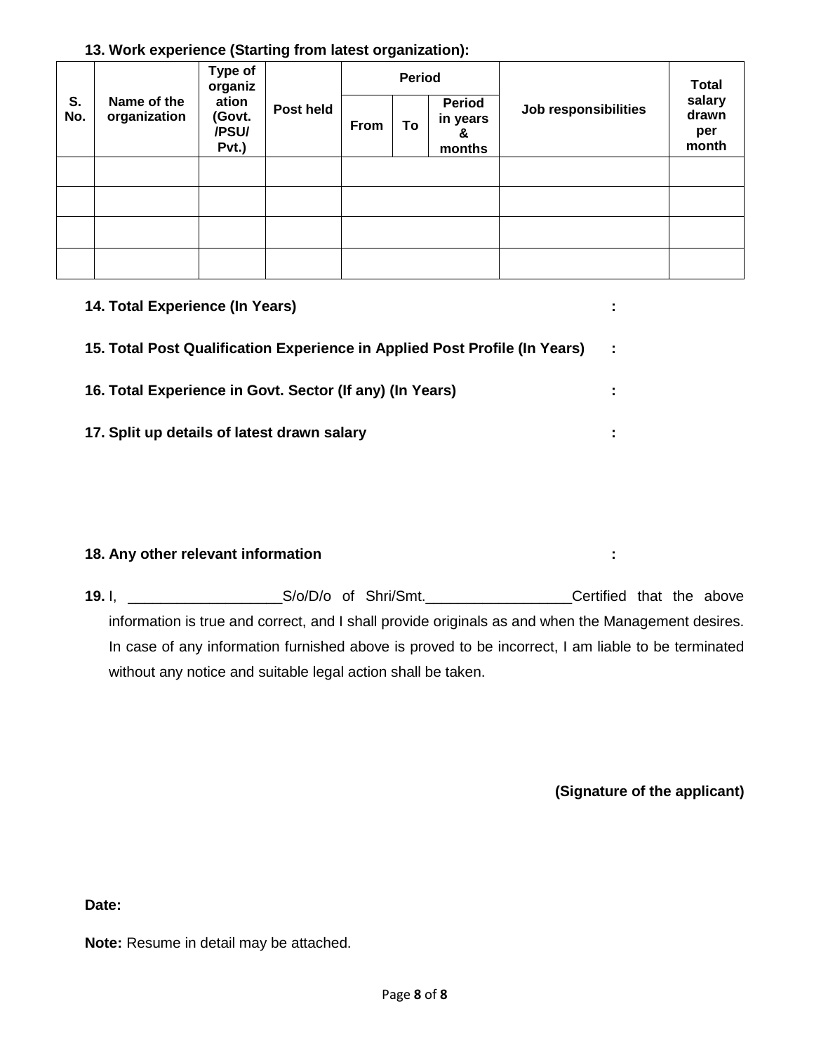**13. Work experience (Starting from latest organization):**

| S. No. | Name of the organization | Type of organization (Govt. /PSU/ Pvt.) | Post held | Period | | | Job responsibilities | Total salary drawn per month |
|---|---|---|---|---|---|---|---|---|
| | | | | From | To | Period in years & months | | |
| | | | | | | | | |
| | | | | | | | | |
| | | | | | | | | |
| | | | | | | | | |

**14. Total Experience (In Years)** :

**15. Total Post Qualification Experience in Applied Post Profile (In Years)** :

**16. Total Experience in Govt. Sector (If any) (In Years)** :

**17. Split up details of latest drawn salary** :

**18. Any other relevant information** :

**19.** I, ___________________S/o/D/o of Shri/Smt.__________________Certified that the above information is true and correct, and I shall provide originals as and when the Management desires. In case of any information furnished above is proved to be incorrect, I am liable to be terminated without any notice and suitable legal action shall be taken.

**(Signature of the applicant)**

**Date:**

**Note:** Resume in detail may be attached.